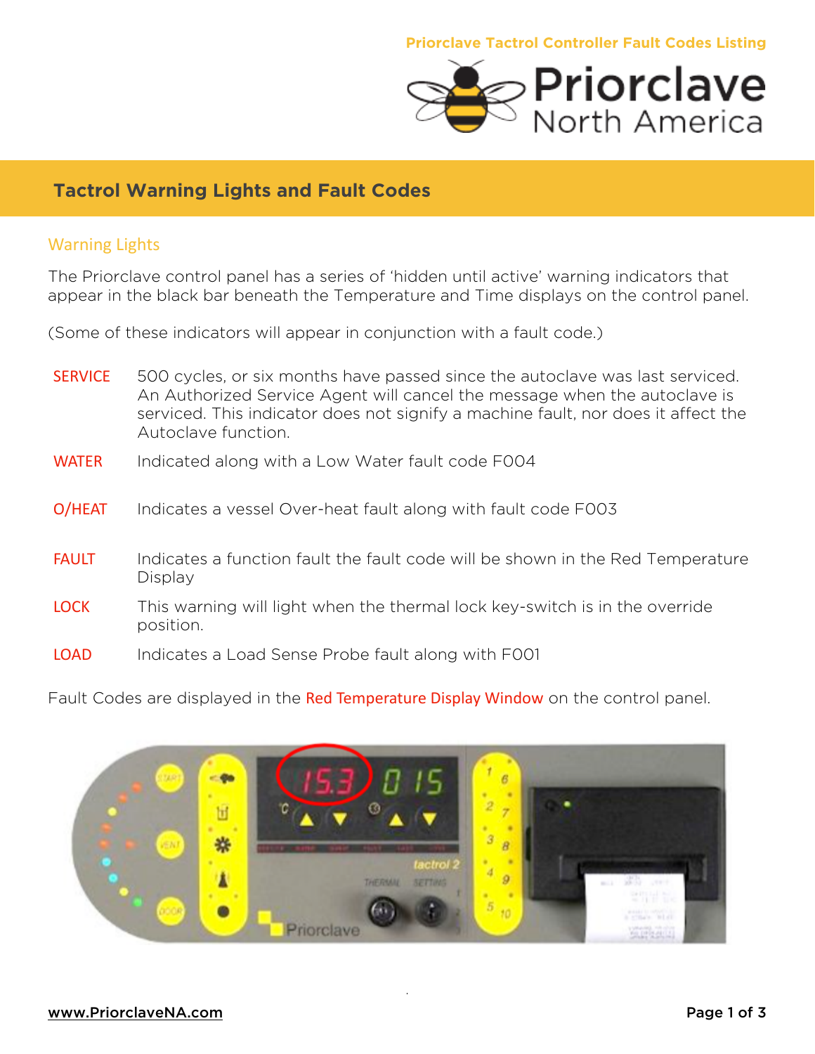Priorclave Tactrol Controller Fault Codes Listing

# Tactrol Warning Lights and Fault Codes

## Warning Lights

The Priorclave control panel has a series of 'hidden until active' warning indicators that appear in the black bar beneath the Temperature and Time displays on the control panel.

(Some of these indicators will appear in conjunction with a fault code.)

**SERVICE** 500 cycles, or six months have passed since the autoclave was last serviced. An Authorized Service Agent will cancel the message when the autoclave is serviced. This indicator does not signify a machine fault, nor does it affect the Autoclave function.

**WATER** Indicated along with a Low Water fault code F004

**O/HEAT** Indicates a vessel Over-heat fault along with fault code F003

**FAULT** Indicates a function fault the fault code will be shown in the Red Temperature Display

**LOCK** This warning will light when the thermal lock key-switch is in the override position.

**LOAD** Indicates a Load Sense Probe fault along with F001

Fault Codes are displayed in the Red Temperature Display Window on the control panel.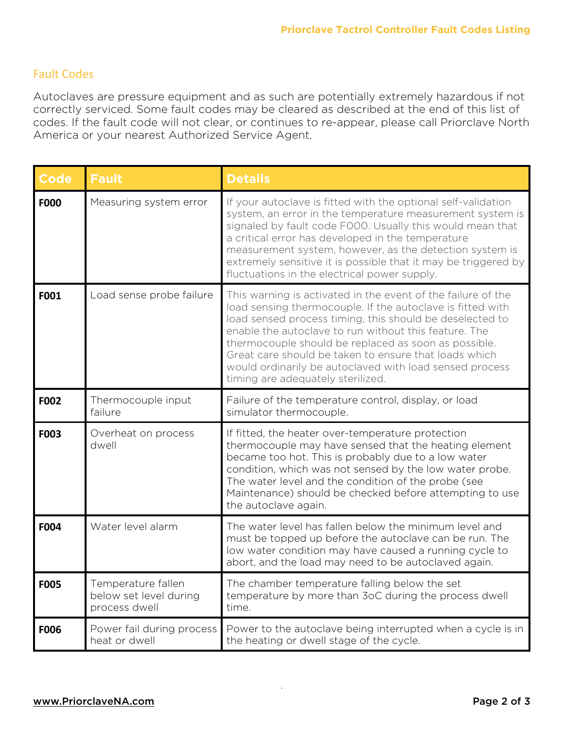## Fault Codes

Autoclaves are pressure equipment and as such are potentially extremely hazardous if not correctly serviced. Some fault codes may be cleared as described at the end of this list of codes. If the fault code will not clear, or continues to re-appear, please call Priorclave North America or your nearest Authorized Service Agent.

| Code | Fault | Details |
| --- | --- | --- |
| **F000** | Measuring system error | If your autoclave is fitted with the optional self-validation system, an error in the temperature measurement system is signaled by fault code F000. Usually this would mean that a critical error has developed in the temperature measurement system, however, as the detection system is extremely sensitive it is possible that it may be triggered by fluctuations in the electrical power supply. |
| **F001** | Load sense probe failure | This warning is activated in the event of the failure of the load sensing thermocouple. If the autoclave is fitted with load sensed process timing, this should be deselected to enable the autoclave to run without this feature. The thermocouple should be replaced as soon as possible. Great care should be taken to ensure that loads which would ordinarily be autoclaved with load sensed process timing are adequately sterilized. |
| **F002** | Thermocouple input failure | Failure of the temperature control, display, or load simulator thermocouple. |
| **F003** | Overheat on process dwell | If fitted, the heater over-temperature protection thermocouple may have sensed that the heating element became too hot. This is probably due to a low water condition, which was not sensed by the low water probe. The water level and the condition of the probe (see Maintenance) should be checked before attempting to use the autoclave again. |
| **F004** | Water level alarm | The water level has fallen below the minimum level and must be topped up before the autoclave can be run. The low water condition may have caused a running cycle to abort, and the load may need to be autoclaved again. |
| **F005** | Temperature fallen below set level during process dwell | The chamber temperature falling below the set temperature by more than 3oC during the process dwell time. |
| **F006** | Power fail during process heat or dwell | Power to the autoclave being interrupted when a cycle is in the heating or dwell stage of the cycle. |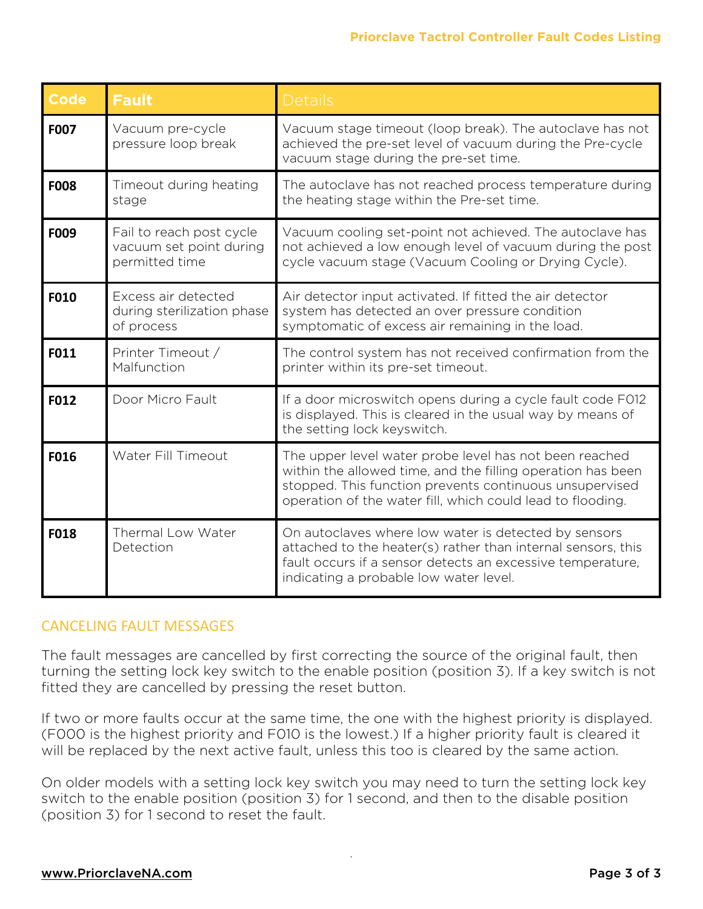| Code | Fault | Details |
|---|---|---|
| **F007** | Vacuum pre-cycle pressure loop break | Vacuum stage timeout (loop break). The autoclave has not achieved the pre-set level of vacuum during the Pre-cycle vacuum stage during the pre-set time. |
| **F008** | Timeout during heating stage | The autoclave has not reached process temperature during the heating stage within the Pre-set time. |
| **F009** | Fail to reach post cycle vacuum set point during permitted time | Vacuum cooling set-point not achieved. The autoclave has not achieved a low enough level of vacuum during the post cycle vacuum stage (Vacuum Cooling or Drying Cycle). |
| **F010** | Excess air detected during sterilization phase of process | Air detector input activated. If fitted the air detector system has detected an over pressure condition symptomatic of excess air remaining in the load. |
| **F011** | Printer Timeout / Malfunction | The control system has not received confirmation from the printer within its pre-set timeout. |
| **F012** | Door Micro Fault | If a door microswitch opens during a cycle fault code F012 is displayed. This is cleared in the usual way by means of the setting lock keyswitch. |
| **F016** | Water Fill Timeout | The upper level water probe level has not been reached within the allowed time, and the filling operation has been stopped. This function prevents continuous unsupervised operation of the water fill, which could lead to flooding. |
| **F018** | Thermal Low Water Detection | On autoclaves where low water is detected by sensors attached to the heater(s) rather than internal sensors, this fault occurs if a sensor detects an excessive temperature, indicating a probable low water level. |

## CANCELING FAULT MESSAGES

The fault messages are cancelled by first correcting the source of the original fault, then turning the setting lock key switch to the enable position (position 3). If a key switch is not fitted they are cancelled by pressing the reset button.

If two or more faults occur at the same time, the one with the highest priority is displayed. (F000 is the highest priority and F010 is the lowest.) If a higher priority fault is cleared it will be replaced by the next active fault, unless this too is cleared by the same action.

On older models with a setting lock key switch you may need to turn the setting lock key switch to the enable position (position 3) for 1 second, and then to the disable position (position 3) for 1 second to reset the fault.

www.PriorclaveNA.com